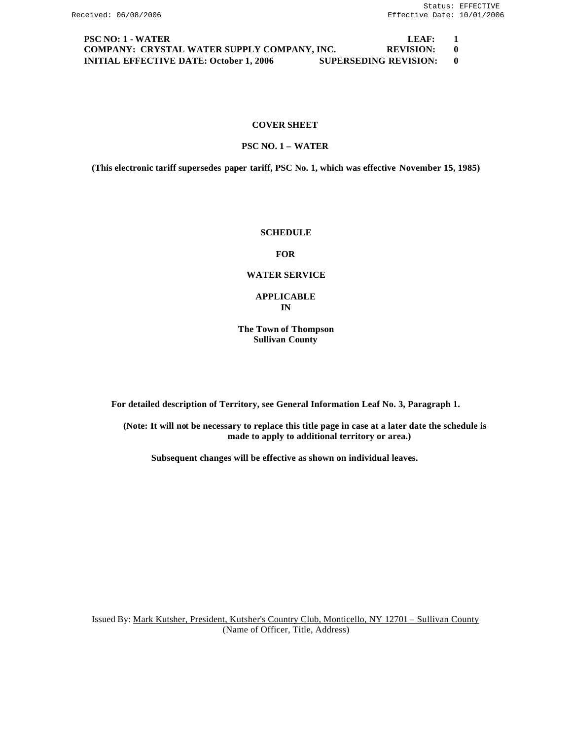**PSC NO: 1 - WATER** — **LEAF: 1**
**COMPANY: CRYSTAL WATER SUPPLY COMPANY, INC.** — **REVISION: 0**
**INITIAL EFFECTIVE DATE: October 1, 2006** — **SUPERSEDING REVISION: 0**

# COVER SHEET

## PSC NO. 1 – WATER

**(This electronic tariff supersedes paper tariff, PSC No. 1, which was effective November 15, 1985)**

**SCHEDULE**

**FOR**

**WATER SERVICE**

**APPLICABLE**
**IN**

**The Town of Thompson**
**Sullivan County**

**For detailed description of Territory, see General Information Leaf No. 3, Paragraph 1.**

**(Note: It will not be necessary to replace this title page in case at a later date the schedule is made to apply to additional territory or area.)**

**Subsequent changes will be effective as shown on individual leaves.**

Issued By: Mark Kutsher, President, Kutsher's Country Club, Monticello, NY 12701 – Sullivan County
(Name of Officer, Title, Address)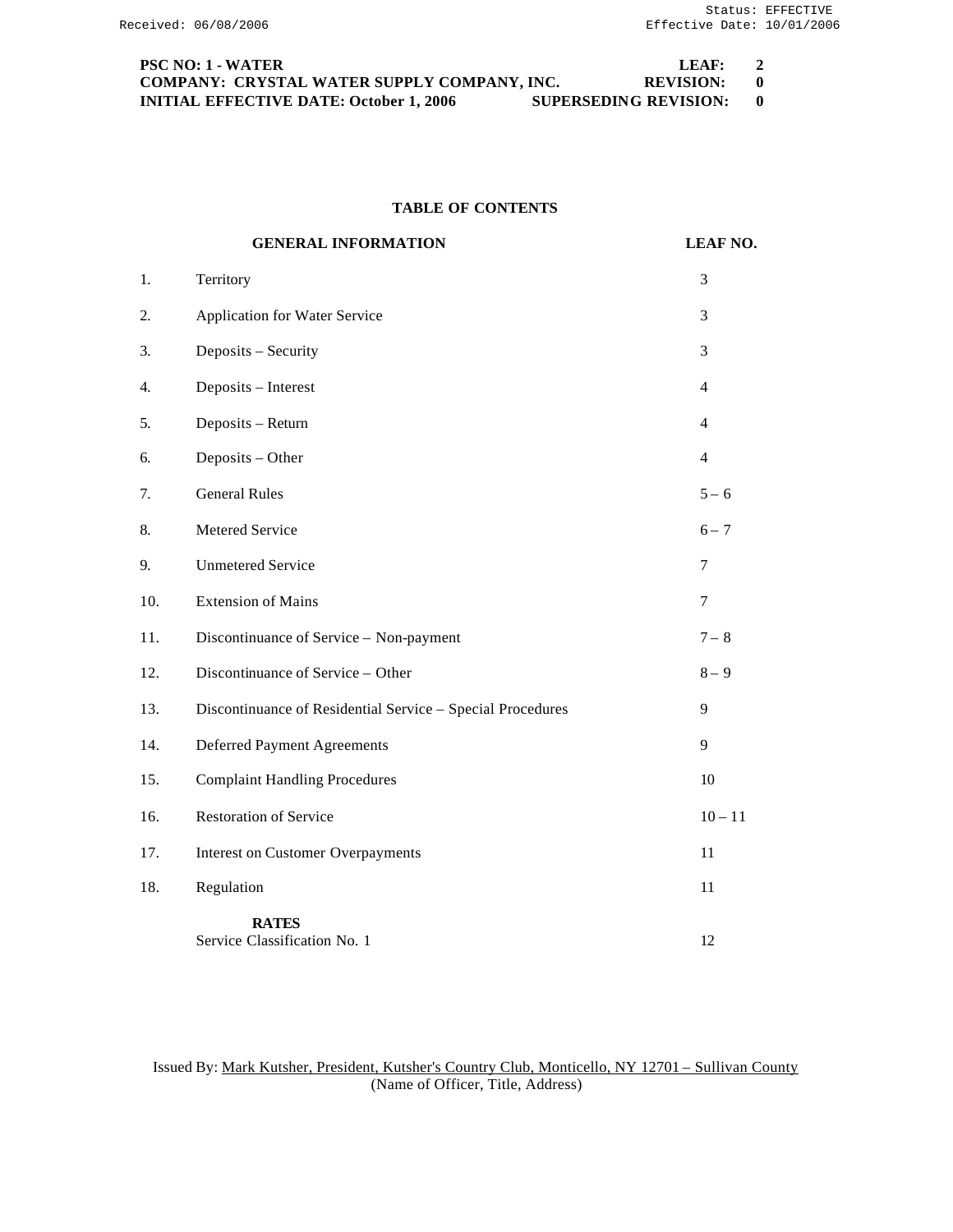## TABLE OF CONTENTS

| | GENERAL INFORMATION | LEAF NO. |
|---|---|---|
| 1. | Territory | 3 |
| 2. | Application for Water Service | 3 |
| 3. | Deposits – Security | 3 |
| 4. | Deposits – Interest | 4 |
| 5. | Deposits – Return | 4 |
| 6. | Deposits – Other | 4 |
| 7. | General Rules | 5 – 6 |
| 8. | Metered Service | 6 – 7 |
| 9. | Unmetered Service | 7 |
| 10. | Extension of Mains | 7 |
| 11. | Discontinuance of Service – Non-payment | 7 – 8 |
| 12. | Discontinuance of Service – Other | 8 – 9 |
| 13. | Discontinuance of Residential Service – Special Procedures | 9 |
| 14. | Deferred Payment Agreements | 9 |
| 15. | Complaint Handling Procedures | 10 |
| 16. | Restoration of Service | 10 – 11 |
| 17. | Interest on Customer Overpayments | 11 |
| 18. | Regulation | 11 |
| | **RATES** | |
| | Service Classification No. 1 | 12 |

Issued By: Mark Kutsher, President, Kutsher's Country Club, Monticello, NY 12701 – Sullivan County
(Name of Officer, Title, Address)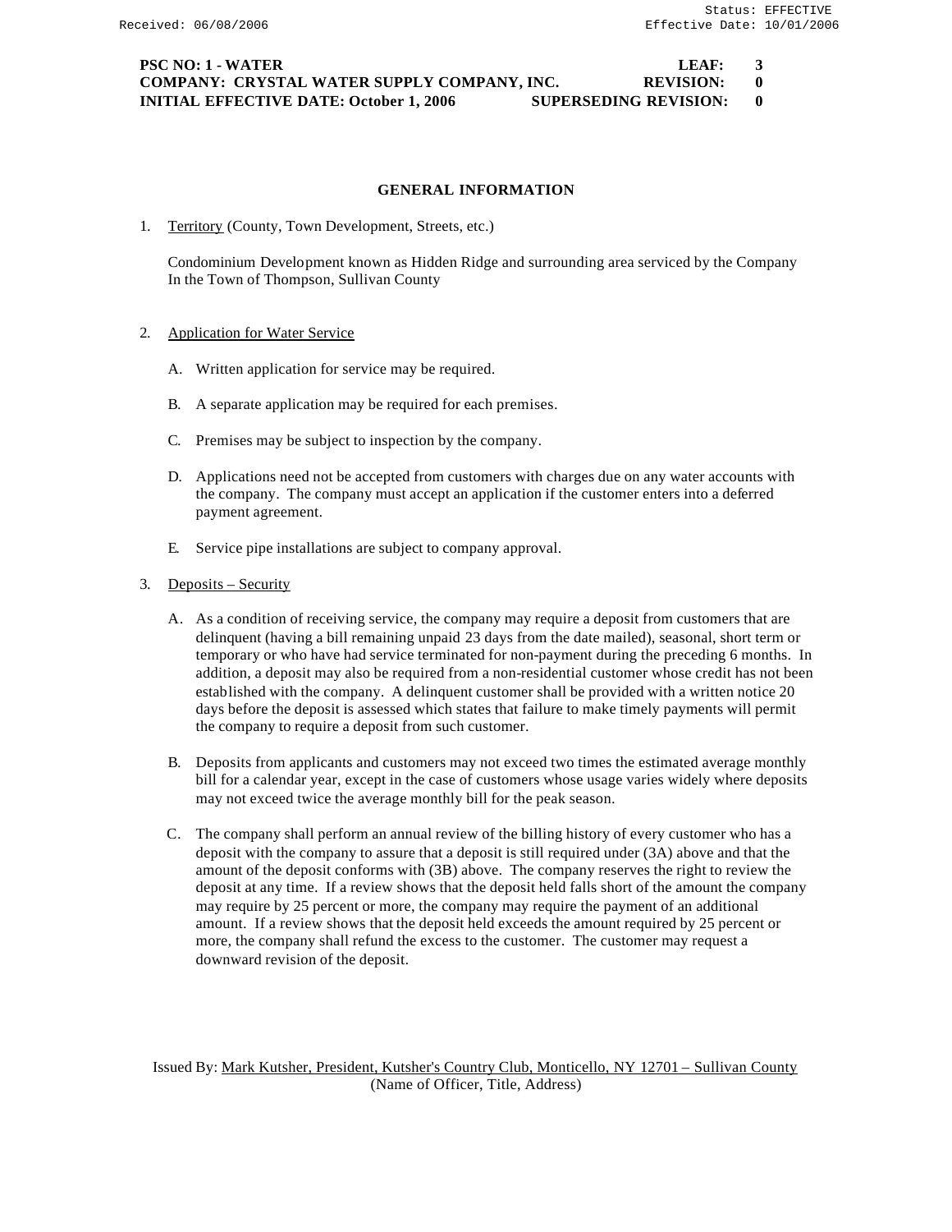**PSC NO: 1 - WATER** **LEAF: 3**
**COMPANY: CRYSTAL WATER SUPPLY COMPANY, INC.** **REVISION: 0**
**INITIAL EFFECTIVE DATE: October 1, 2006** **SUPERSEDING REVISION: 0**

## GENERAL INFORMATION

1. Territory (County, Town Development, Streets, etc.)

   Condominium Development known as Hidden Ridge and surrounding area serviced by the Company In the Town of Thompson, Sullivan County

2. Application for Water Service

   A. Written application for service may be required.

   B. A separate application may be required for each premises.

   C. Premises may be subject to inspection by the company.

   D. Applications need not be accepted from customers with charges due on any water accounts with the company. The company must accept an application if the customer enters into a deferred payment agreement.

   E. Service pipe installations are subject to company approval.

3. Deposits – Security

   A. As a condition of receiving service, the company may require a deposit from customers that are delinquent (having a bill remaining unpaid 23 days from the date mailed), seasonal, short term or temporary or who have had service terminated for non-payment during the preceding 6 months. In addition, a deposit may also be required from a non-residential customer whose credit has not been established with the company. A delinquent customer shall be provided with a written notice 20 days before the deposit is assessed which states that failure to make timely payments will permit the company to require a deposit from such customer.

   B. Deposits from applicants and customers may not exceed two times the estimated average monthly bill for a calendar year, except in the case of customers whose usage varies widely where deposits may not exceed twice the average monthly bill for the peak season.

   C. The company shall perform an annual review of the billing history of every customer who has a deposit with the company to assure that a deposit is still required under (3A) above and that the amount of the deposit conforms with (3B) above. The company reserves the right to review the deposit at any time. If a review shows that the deposit held falls short of the amount the company may require by 25 percent or more, the company may require the payment of an additional amount. If a review shows that the deposit held exceeds the amount required by 25 percent or more, the company shall refund the excess to the customer. The customer may request a downward revision of the deposit.

Issued By: Mark Kutsher, President, Kutsher's Country Club, Monticello, NY 12701 – Sullivan County
(Name of Officer, Title, Address)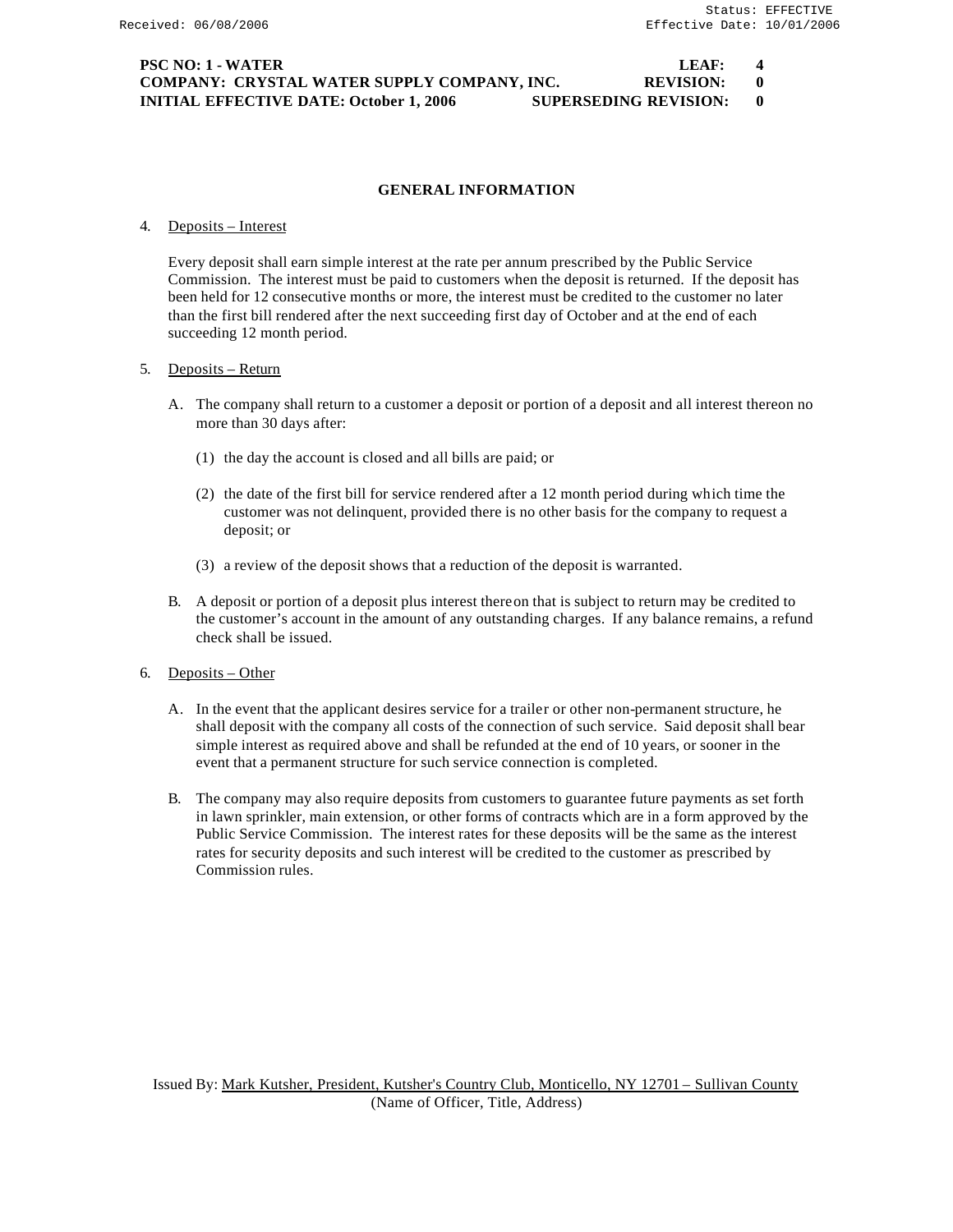**PSC NO: 1 - WATER** **LEAF: 4**
**COMPANY: CRYSTAL WATER SUPPLY COMPANY, INC.** **REVISION: 0**
**INITIAL EFFECTIVE DATE: October 1, 2006** **SUPERSEDING REVISION: 0**

## GENERAL INFORMATION

4. Deposits – Interest

   Every deposit shall earn simple interest at the rate per annum prescribed by the Public Service Commission. The interest must be paid to customers when the deposit is returned. If the deposit has been held for 12 consecutive months or more, the interest must be credited to the customer no later than the first bill rendered after the next succeeding first day of October and at the end of each succeeding 12 month period.

5. Deposits – Return

   A. The company shall return to a customer a deposit or portion of a deposit and all interest thereon no more than 30 days after:

      (1) the day the account is closed and all bills are paid; or

      (2) the date of the first bill for service rendered after a 12 month period during which time the customer was not delinquent, provided there is no other basis for the company to request a deposit; or

      (3) a review of the deposit shows that a reduction of the deposit is warranted.

   B. A deposit or portion of a deposit plus interest thereon that is subject to return may be credited to the customer's account in the amount of any outstanding charges. If any balance remains, a refund check shall be issued.

6. Deposits – Other

   A. In the event that the applicant desires service for a trailer or other non-permanent structure, he shall deposit with the company all costs of the connection of such service. Said deposit shall bear simple interest as required above and shall be refunded at the end of 10 years, or sooner in the event that a permanent structure for such service connection is completed.

   B. The company may also require deposits from customers to guarantee future payments as set forth in lawn sprinkler, main extension, or other forms of contracts which are in a form approved by the Public Service Commission. The interest rates for these deposits will be the same as the interest rates for security deposits and such interest will be credited to the customer as prescribed by Commission rules.

Issued By: Mark Kutsher, President, Kutsher's Country Club, Monticello, NY 12701 – Sullivan County
(Name of Officer, Title, Address)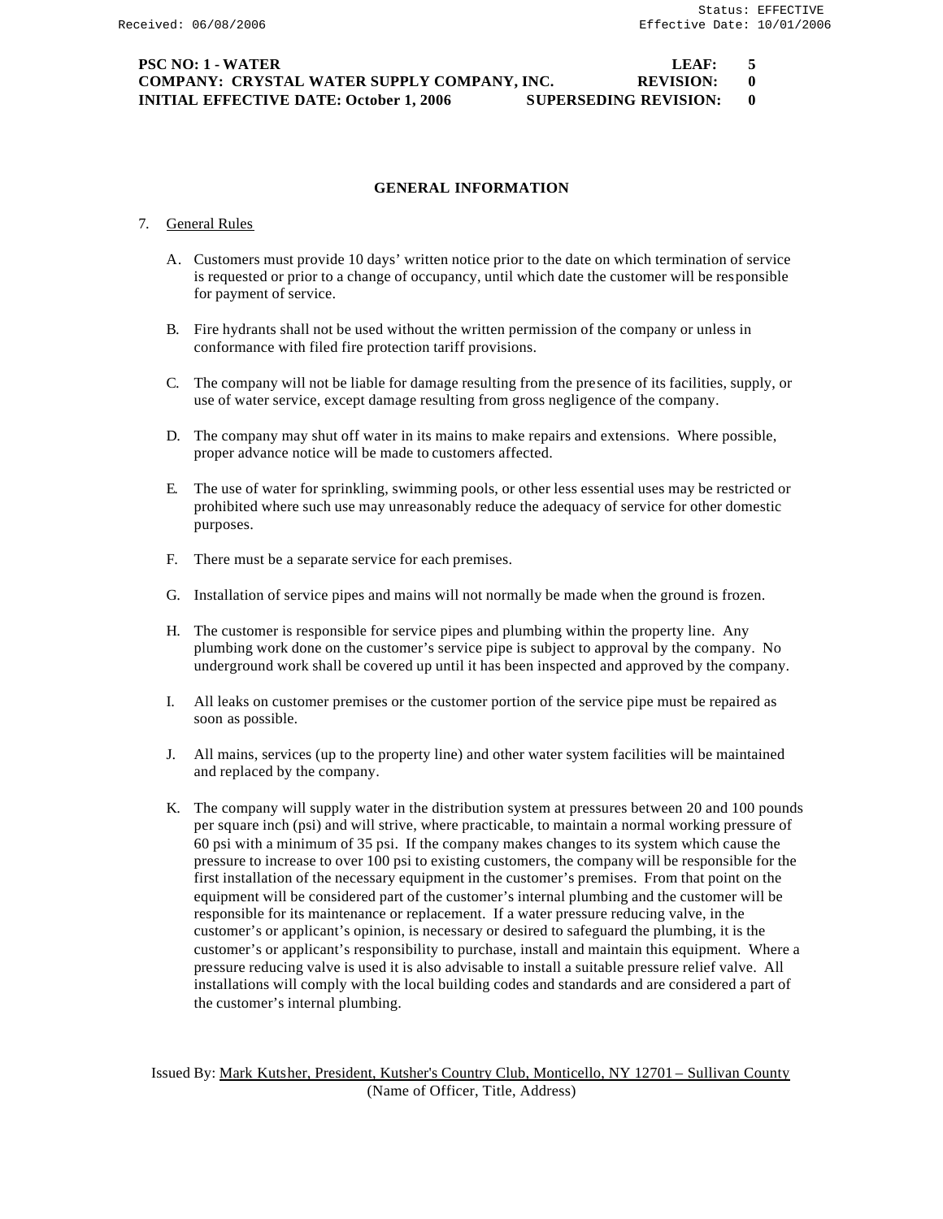**PSC NO: 1 - WATER** **LEAF: 5**
**COMPANY: CRYSTAL WATER SUPPLY COMPANY, INC.** **REVISION: 0**
**INITIAL EFFECTIVE DATE: October 1, 2006** **SUPERSEDING REVISION: 0**

## GENERAL INFORMATION

7. General Rules

   A. Customers must provide 10 days' written notice prior to the date on which termination of service is requested or prior to a change of occupancy, until which date the customer will be responsible for payment of service.

   B. Fire hydrants shall not be used without the written permission of the company or unless in conformance with filed fire protection tariff provisions.

   C. The company will not be liable for damage resulting from the presence of its facilities, supply, or use of water service, except damage resulting from gross negligence of the company.

   D. The company may shut off water in its mains to make repairs and extensions. Where possible, proper advance notice will be made to customers affected.

   E. The use of water for sprinkling, swimming pools, or other less essential uses may be restricted or prohibited where such use may unreasonably reduce the adequacy of service for other domestic purposes.

   F. There must be a separate service for each premises.

   G. Installation of service pipes and mains will not normally be made when the ground is frozen.

   H. The customer is responsible for service pipes and plumbing within the property line. Any plumbing work done on the customer's service pipe is subject to approval by the company. No underground work shall be covered up until it has been inspected and approved by the company.

   I. All leaks on customer premises or the customer portion of the service pipe must be repaired as soon as possible.

   J. All mains, services (up to the property line) and other water system facilities will be maintained and replaced by the company.

   K. The company will supply water in the distribution system at pressures between 20 and 100 pounds per square inch (psi) and will strive, where practicable, to maintain a normal working pressure of 60 psi with a minimum of 35 psi. If the company makes changes to its system which cause the pressure to increase to over 100 psi to existing customers, the company will be responsible for the first installation of the necessary equipment in the customer's premises. From that point on the equipment will be considered part of the customer's internal plumbing and the customer will be responsible for its maintenance or replacement. If a water pressure reducing valve, in the customer's or applicant's opinion, is necessary or desired to safeguard the plumbing, it is the customer's or applicant's responsibility to purchase, install and maintain this equipment. Where a pressure reducing valve is used it is also advisable to install a suitable pressure relief valve. All installations will comply with the local building codes and standards and are considered a part of the customer's internal plumbing.

Issued By: Mark Kutsher, President, Kutsher's Country Club, Monticello, NY 12701 – Sullivan County
(Name of Officer, Title, Address)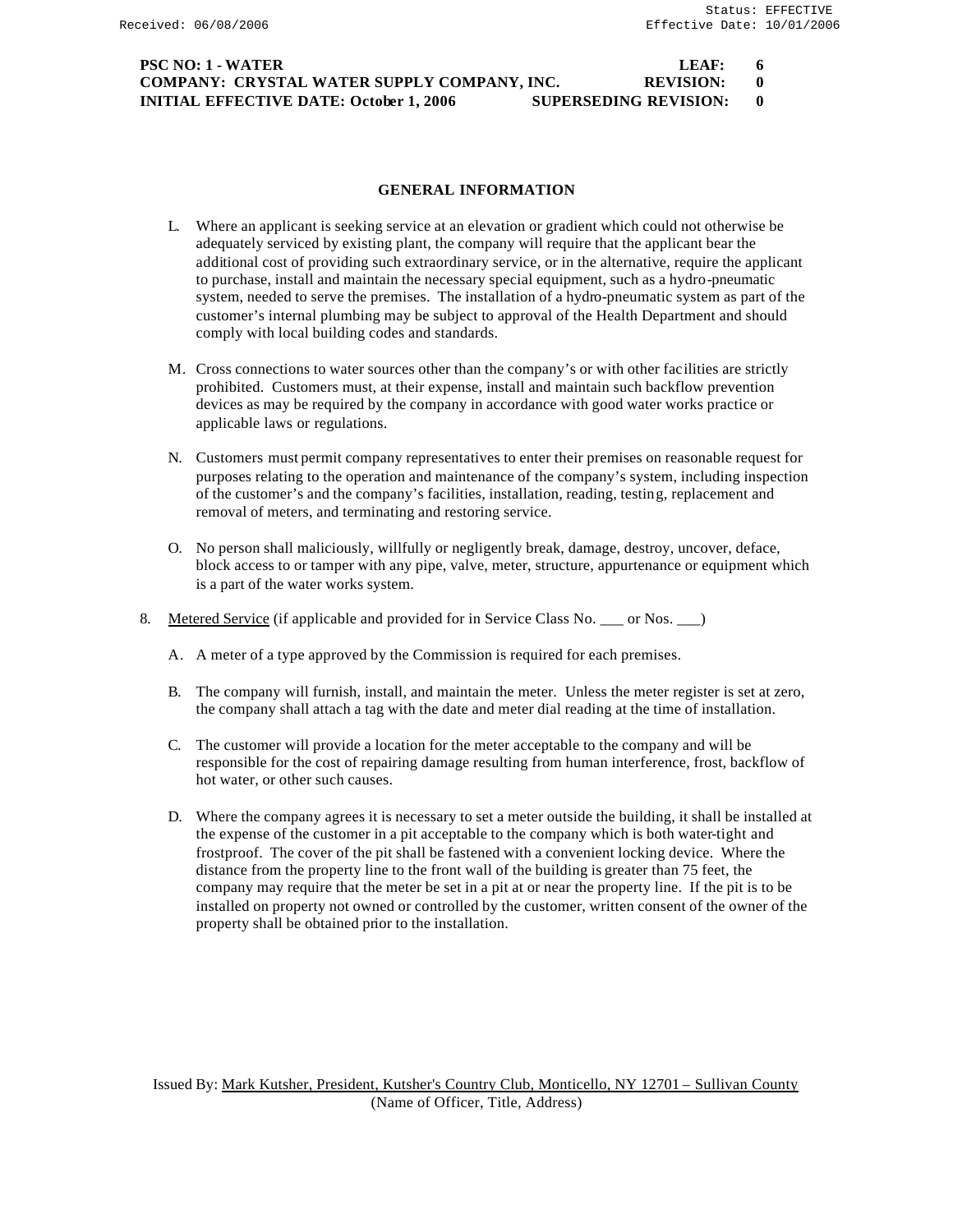## GENERAL INFORMATION

L. Where an applicant is seeking service at an elevation or gradient which could not otherwise be adequately serviced by existing plant, the company will require that the applicant bear the additional cost of providing such extraordinary service, or in the alternative, require the applicant to purchase, install and maintain the necessary special equipment, such as a hydro-pneumatic system, needed to serve the premises. The installation of a hydro-pneumatic system as part of the customer's internal plumbing may be subject to approval of the Health Department and should comply with local building codes and standards.

M. Cross connections to water sources other than the company's or with other facilities are strictly prohibited. Customers must, at their expense, install and maintain such backflow prevention devices as may be required by the company in accordance with good water works practice or applicable laws or regulations.

N. Customers must permit company representatives to enter their premises on reasonable request for purposes relating to the operation and maintenance of the company's system, including inspection of the customer's and the company's facilities, installation, reading, testing, replacement and removal of meters, and terminating and restoring service.

O. No person shall maliciously, willfully or negligently break, damage, destroy, uncover, deface, block access to or tamper with any pipe, valve, meter, structure, appurtenance or equipment which is a part of the water works system.

8. Metered Service (if applicable and provided for in Service Class No. ___ or Nos. ___)

A. A meter of a type approved by the Commission is required for each premises.

B. The company will furnish, install, and maintain the meter. Unless the meter register is set at zero, the company shall attach a tag with the date and meter dial reading at the time of installation.

C. The customer will provide a location for the meter acceptable to the company and will be responsible for the cost of repairing damage resulting from human interference, frost, backflow of hot water, or other such causes.

D. Where the company agrees it is necessary to set a meter outside the building, it shall be installed at the expense of the customer in a pit acceptable to the company which is both water-tight and frostproof. The cover of the pit shall be fastened with a convenient locking device. Where the distance from the property line to the front wall of the building is greater than 75 feet, the company may require that the meter be set in a pit at or near the property line. If the pit is to be installed on property not owned or controlled by the customer, written consent of the owner of the property shall be obtained prior to the installation.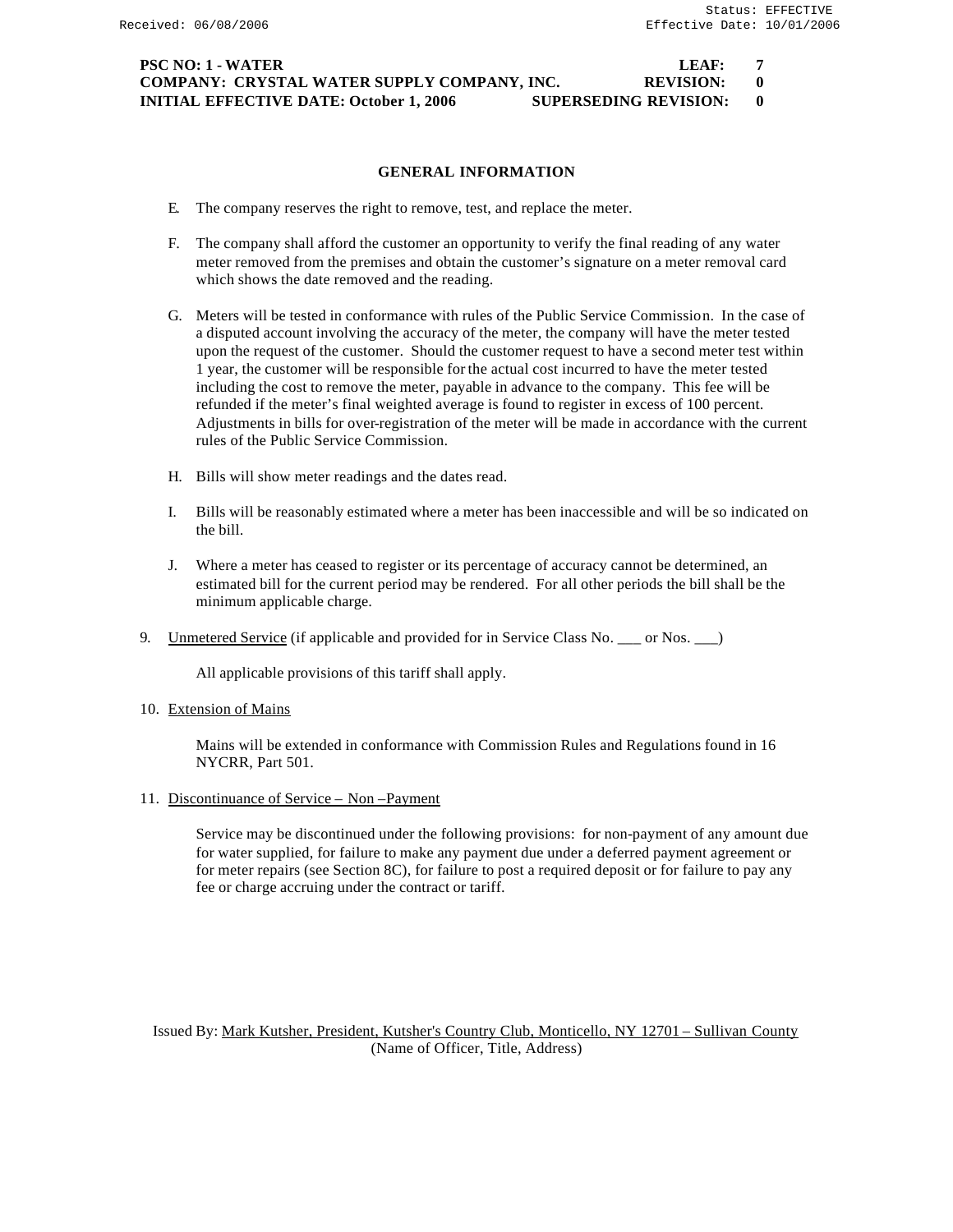## GENERAL INFORMATION

E. The company reserves the right to remove, test, and replace the meter.

F. The company shall afford the customer an opportunity to verify the final reading of any water meter removed from the premises and obtain the customer's signature on a meter removal card which shows the date removed and the reading.

G. Meters will be tested in conformance with rules of the Public Service Commission. In the case of a disputed account involving the accuracy of the meter, the company will have the meter tested upon the request of the customer. Should the customer request to have a second meter test within 1 year, the customer will be responsible for the actual cost incurred to have the meter tested including the cost to remove the meter, payable in advance to the company. This fee will be refunded if the meter's final weighted average is found to register in excess of 100 percent. Adjustments in bills for over-registration of the meter will be made in accordance with the current rules of the Public Service Commission.

H. Bills will show meter readings and the dates read.

I. Bills will be reasonably estimated where a meter has been inaccessible and will be so indicated on the bill.

J. Where a meter has ceased to register or its percentage of accuracy cannot be determined, an estimated bill for the current period may be rendered. For all other periods the bill shall be the minimum applicable charge.

9. Unmetered Service (if applicable and provided for in Service Class No. ___ or Nos. ___)

   All applicable provisions of this tariff shall apply.

10. Extension of Mains

    Mains will be extended in conformance with Commission Rules and Regulations found in 16 NYCRR, Part 501.

11. Discontinuance of Service – Non –Payment

    Service may be discontinued under the following provisions: for non-payment of any amount due for water supplied, for failure to make any payment due under a deferred payment agreement or for meter repairs (see Section 8C), for failure to post a required deposit or for failure to pay any fee or charge accruing under the contract or tariff.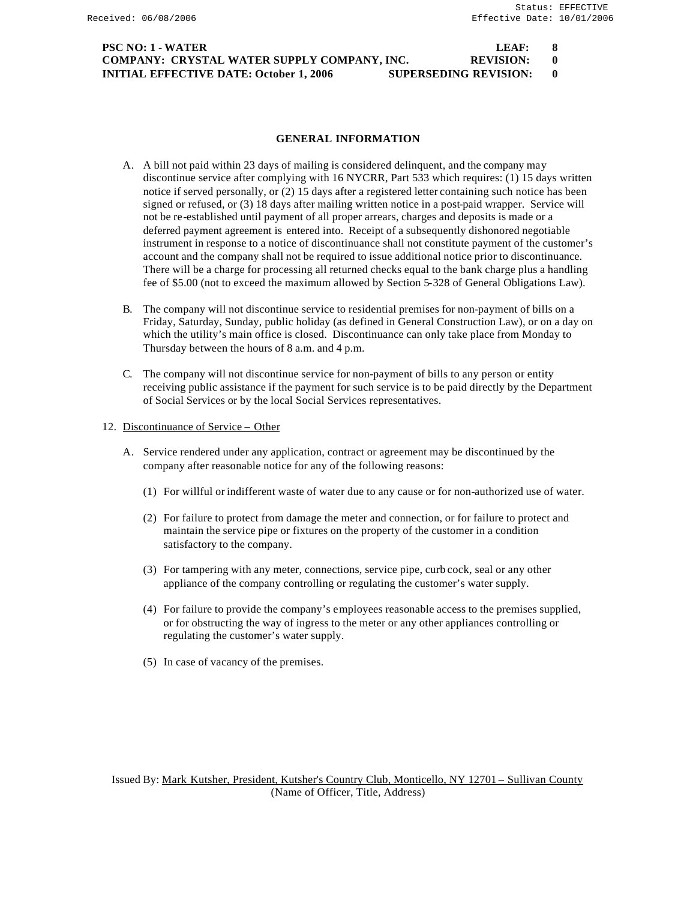## GENERAL INFORMATION

A. A bill not paid within 23 days of mailing is considered delinquent, and the company may discontinue service after complying with 16 NYCRR, Part 533 which requires: (1) 15 days written notice if served personally, or (2) 15 days after a registered letter containing such notice has been signed or refused, or (3) 18 days after mailing written notice in a post-paid wrapper. Service will not be re-established until payment of all proper arrears, charges and deposits is made or a deferred payment agreement is entered into. Receipt of a subsequently dishonored negotiable instrument in response to a notice of discontinuance shall not constitute payment of the customer's account and the company shall not be required to issue additional notice prior to discontinuance. There will be a charge for processing all returned checks equal to the bank charge plus a handling fee of $5.00 (not to exceed the maximum allowed by Section 5-328 of General Obligations Law).

B. The company will not discontinue service to residential premises for non-payment of bills on a Friday, Saturday, Sunday, public holiday (as defined in General Construction Law), or on a day on which the utility's main office is closed. Discontinuance can only take place from Monday to Thursday between the hours of 8 a.m. and 4 p.m.

C. The company will not discontinue service for non-payment of bills to any person or entity receiving public assistance if the payment for such service is to be paid directly by the Department of Social Services or by the local Social Services representatives.

12. Discontinuance of Service – Other

A. Service rendered under any application, contract or agreement may be discontinued by the company after reasonable notice for any of the following reasons:

(1) For willful or indifferent waste of water due to any cause or for non-authorized use of water.

(2) For failure to protect from damage the meter and connection, or for failure to protect and maintain the service pipe or fixtures on the property of the customer in a condition satisfactory to the company.

(3) For tampering with any meter, connections, service pipe, curb cock, seal or any other appliance of the company controlling or regulating the customer's water supply.

(4) For failure to provide the company's employees reasonable access to the premises supplied, or for obstructing the way of ingress to the meter or any other appliances controlling or regulating the customer's water supply.

(5) In case of vacancy of the premises.

Issued By: Mark Kutsher, President, Kutsher's Country Club, Monticello, NY 12701 – Sullivan County
(Name of Officer, Title, Address)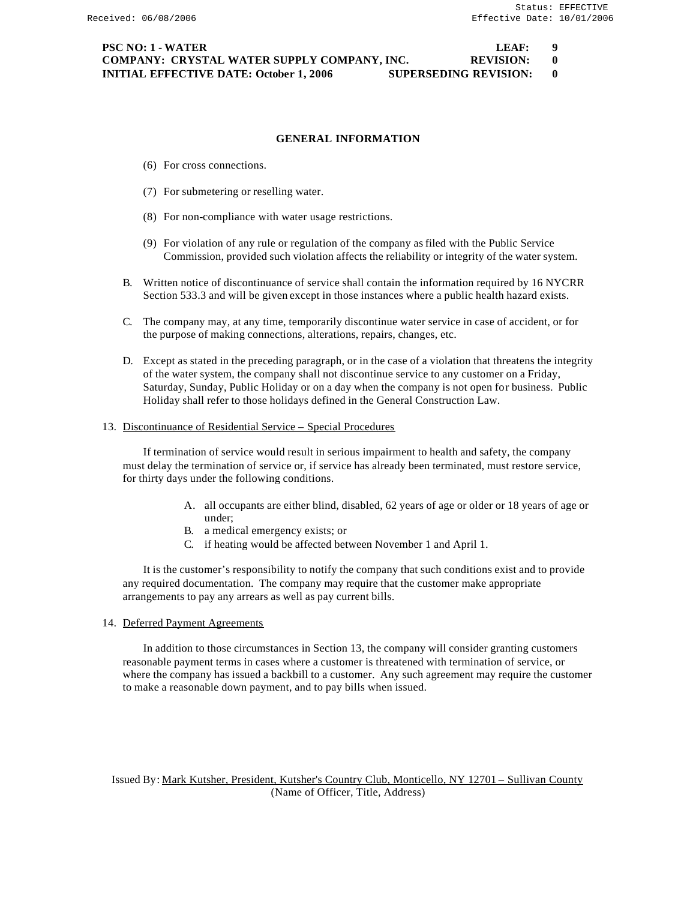## GENERAL INFORMATION

(6) For cross connections.

(7) For submetering or reselling water.

(8) For non-compliance with water usage restrictions.

(9) For violation of any rule or regulation of the company as filed with the Public Service Commission, provided such violation affects the reliability or integrity of the water system.

B. Written notice of discontinuance of service shall contain the information required by 16 NYCRR Section 533.3 and will be given except in those instances where a public health hazard exists.

C. The company may, at any time, temporarily discontinue water service in case of accident, or for the purpose of making connections, alterations, repairs, changes, etc.

D. Except as stated in the preceding paragraph, or in the case of a violation that threatens the integrity of the water system, the company shall not discontinue service to any customer on a Friday, Saturday, Sunday, Public Holiday or on a day when the company is not open for business. Public Holiday shall refer to those holidays defined in the General Construction Law.

13. Discontinuance of Residential Service – Special Procedures

If termination of service would result in serious impairment to health and safety, the company must delay the termination of service or, if service has already been terminated, must restore service, for thirty days under the following conditions.

A. all occupants are either blind, disabled, 62 years of age or older or 18 years of age or under;
B. a medical emergency exists; or
C. if heating would be affected between November 1 and April 1.

It is the customer's responsibility to notify the company that such conditions exist and to provide any required documentation. The company may require that the customer make appropriate arrangements to pay any arrears as well as pay current bills.

14. Deferred Payment Agreements

In addition to those circumstances in Section 13, the company will consider granting customers reasonable payment terms in cases where a customer is threatened with termination of service, or where the company has issued a backbill to a customer. Any such agreement may require the customer to make a reasonable down payment, and to pay bills when issued.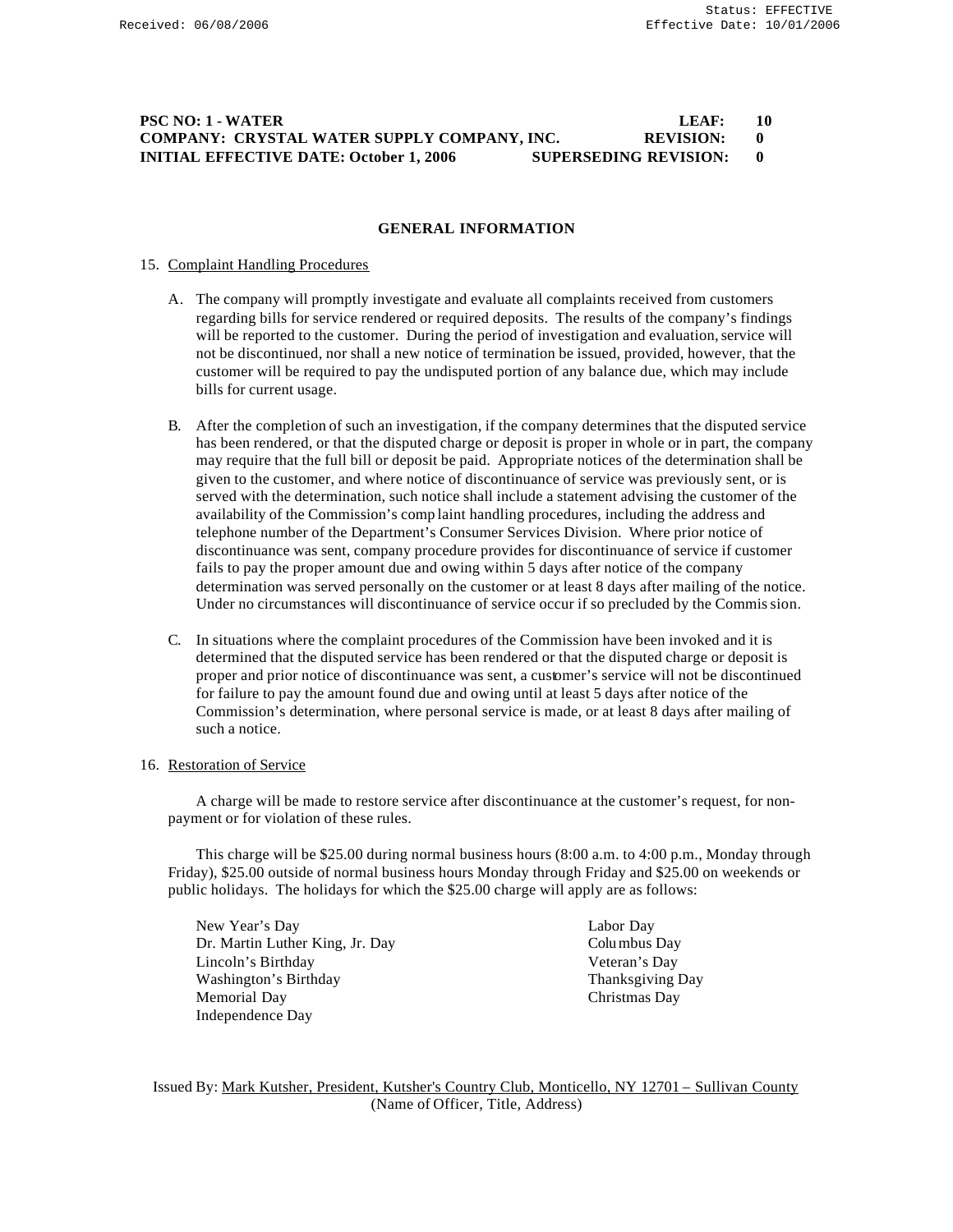**PSC NO: 1 - WATER** **LEAF: 10**
**COMPANY: CRYSTAL WATER SUPPLY COMPANY, INC.** **REVISION: 0**
**INITIAL EFFECTIVE DATE: October 1, 2006** **SUPERSEDING REVISION: 0**

## GENERAL INFORMATION

15. Complaint Handling Procedures

A. The company will promptly investigate and evaluate all complaints received from customers regarding bills for service rendered or required deposits. The results of the company's findings will be reported to the customer. During the period of investigation and evaluation, service will not be discontinued, nor shall a new notice of termination be issued, provided, however, that the customer will be required to pay the undisputed portion of any balance due, which may include bills for current usage.

B. After the completion of such an investigation, if the company determines that the disputed service has been rendered, or that the disputed charge or deposit is proper in whole or in part, the company may require that the full bill or deposit be paid. Appropriate notices of the determination shall be given to the customer, and where notice of discontinuance of service was previously sent, or is served with the determination, such notice shall include a statement advising the customer of the availability of the Commission's complaint handling procedures, including the address and telephone number of the Department's Consumer Services Division. Where prior notice of discontinuance was sent, company procedure provides for discontinuance of service if customer fails to pay the proper amount due and owing within 5 days after notice of the company determination was served personally on the customer or at least 8 days after mailing of the notice. Under no circumstances will discontinuance of service occur if so precluded by the Commission.

C. In situations where the complaint procedures of the Commission have been invoked and it is determined that the disputed service has been rendered or that the disputed charge or deposit is proper and prior notice of discontinuance was sent, a customer's service will not be discontinued for failure to pay the amount found due and owing until at least 5 days after notice of the Commission's determination, where personal service is made, or at least 8 days after mailing of such a notice.

16. Restoration of Service

A charge will be made to restore service after discontinuance at the customer's request, for non-payment or for violation of these rules.

This charge will be $25.00 during normal business hours (8:00 a.m. to 4:00 p.m., Monday through Friday), $25.00 outside of normal business hours Monday through Friday and $25.00 on weekends or public holidays. The holidays for which the $25.00 charge will apply are as follows:

- New Year's Day
- Dr. Martin Luther King, Jr. Day
- Lincoln's Birthday
- Washington's Birthday
- Memorial Day
- Independence Day
- Labor Day
- Columbus Day
- Veteran's Day
- Thanksgiving Day
- Christmas Day

Issued By: Mark Kutsher, President, Kutsher's Country Club, Monticello, NY 12701 – Sullivan County
(Name of Officer, Title, Address)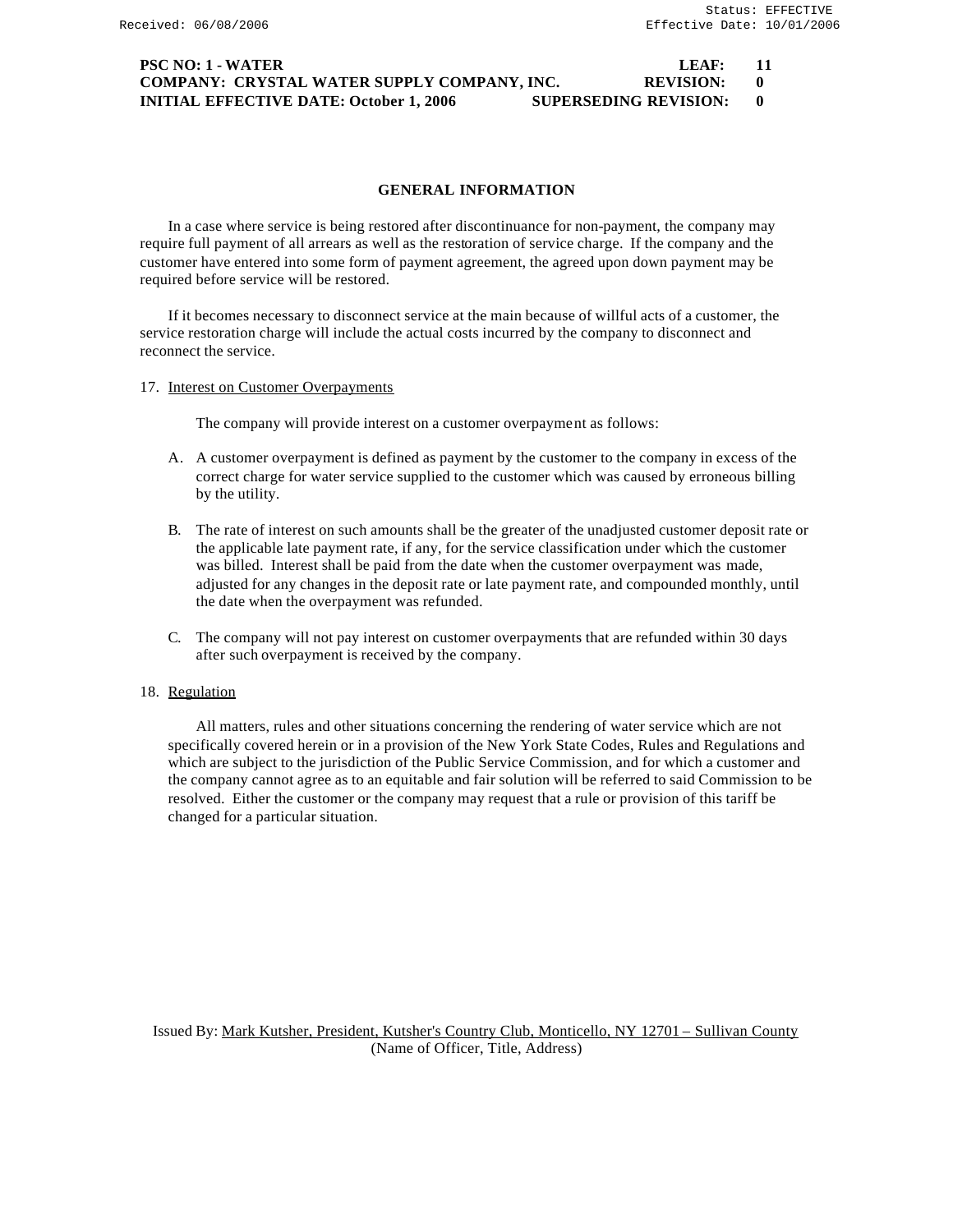## GENERAL INFORMATION

In a case where service is being restored after discontinuance for non-payment, the company may require full payment of all arrears as well as the restoration of service charge. If the company and the customer have entered into some form of payment agreement, the agreed upon down payment may be required before service will be restored.

If it becomes necessary to disconnect service at the main because of willful acts of a customer, the service restoration charge will include the actual costs incurred by the company to disconnect and reconnect the service.

17. Interest on Customer Overpayments

The company will provide interest on a customer overpayment as follows:

A. A customer overpayment is defined as payment by the customer to the company in excess of the correct charge for water service supplied to the customer which was caused by erroneous billing by the utility.

B. The rate of interest on such amounts shall be the greater of the unadjusted customer deposit rate or the applicable late payment rate, if any, for the service classification under which the customer was billed. Interest shall be paid from the date when the customer overpayment was made, adjusted for any changes in the deposit rate or late payment rate, and compounded monthly, until the date when the overpayment was refunded.

C. The company will not pay interest on customer overpayments that are refunded within 30 days after such overpayment is received by the company.

18. Regulation

All matters, rules and other situations concerning the rendering of water service which are not specifically covered herein or in a provision of the New York State Codes, Rules and Regulations and which are subject to the jurisdiction of the Public Service Commission, and for which a customer and the company cannot agree as to an equitable and fair solution will be referred to said Commission to be resolved. Either the customer or the company may request that a rule or provision of this tariff be changed for a particular situation.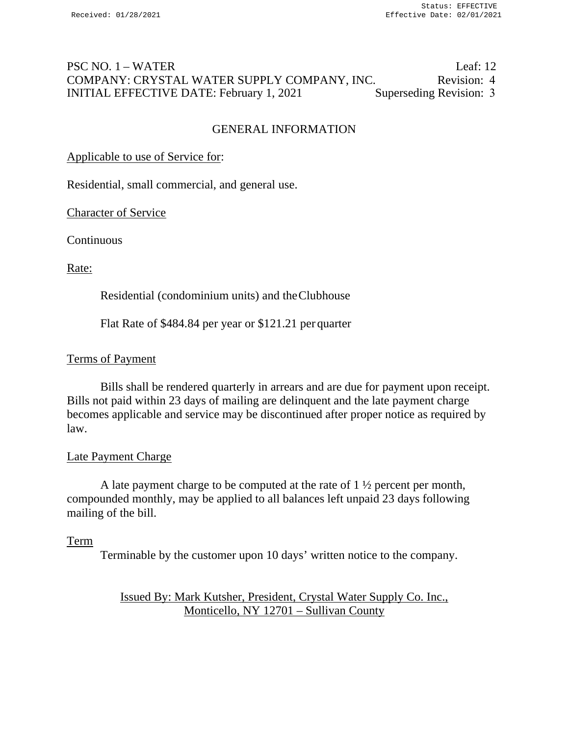PSC NO. 1 – WATER Leaf: 12
COMPANY: CRYSTAL WATER SUPPLY COMPANY, INC. Revision: 4
INITIAL EFFECTIVE DATE: February 1, 2021 Superseding Revision: 3

## GENERAL INFORMATION

Applicable to use of Service for:

Residential, small commercial, and general use.

Character of Service

Continuous

Rate:

Residential (condominium units) and the Clubhouse

Flat Rate of $484.84 per year or $121.21 per quarter

Terms of Payment

Bills shall be rendered quarterly in arrears and are due for payment upon receipt. Bills not paid within 23 days of mailing are delinquent and the late payment charge becomes applicable and service may be discontinued after proper notice as required by law.

Late Payment Charge

A late payment charge to be computed at the rate of 1 ½ percent per month, compounded monthly, may be applied to all balances left unpaid 23 days following mailing of the bill.

Term

Terminable by the customer upon 10 days' written notice to the company.

Issued By: Mark Kutsher, President, Crystal Water Supply Co. Inc., Monticello, NY 12701 – Sullivan County